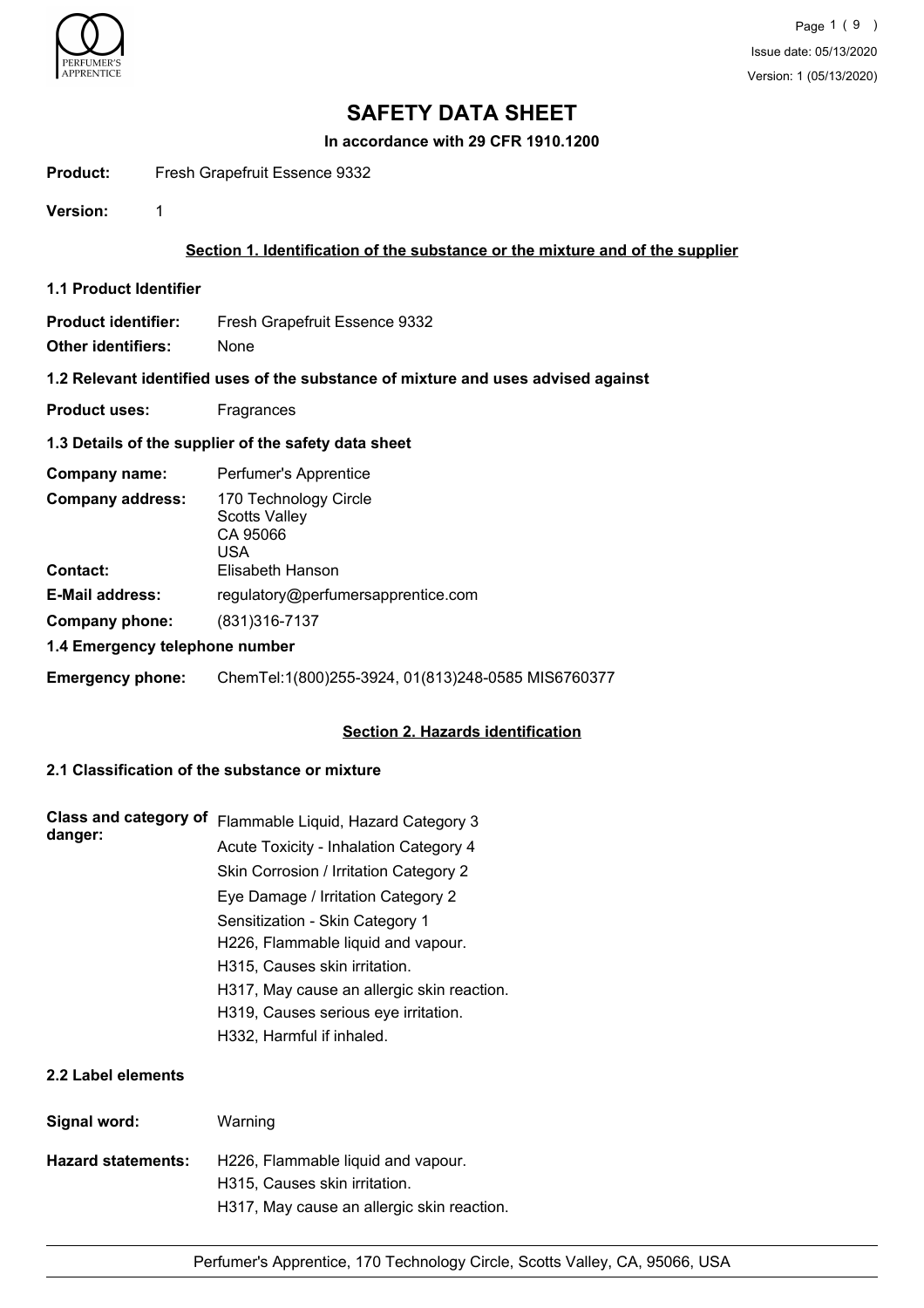# SAFETY DATA SHEET

**In accordance with 29 CFR 1910.1200**

**Product:** Fresh Grapefruit Essence 9332

**Version:** 1

## Section 1. Identification of the substance or the mixture and of the supplier

### 1.1 Product Identifier

**Product identifier:** Fresh Grapefruit Essence 9332

**Other identifiers:** None

### 1.2 Relevant identified uses of the substance of mixture and uses advised against

**Product uses:** Fragrances

### 1.3 Details of the supplier of the safety data sheet

**Company name:** Perfumer's Apprentice

**Company address:** 170 Technology Circle
Scotts Valley
CA 95066
USA

**Contact:** Elisabeth Hanson

**E-Mail address:** regulatory@perfumersapprentice.com

**Company phone:** (831)316-7137

### 1.4 Emergency telephone number

**Emergency phone:** ChemTel:1(800)255-3924, 01(813)248-0585 MIS6760377

## Section 2. Hazards identification

### 2.1 Classification of the substance or mixture

**Class and category of danger:**
Flammable Liquid, Hazard Category 3
Acute Toxicity - Inhalation Category 4
Skin Corrosion / Irritation Category 2
Eye Damage / Irritation Category 2
Sensitization - Skin Category 1
H226, Flammable liquid and vapour.
H315, Causes skin irritation.
H317, May cause an allergic skin reaction.
H319, Causes serious eye irritation.
H332, Harmful if inhaled.

### 2.2 Label elements

**Signal word:** Warning

**Hazard statements:**
H226, Flammable liquid and vapour.
H315, Causes skin irritation.
H317, May cause an allergic skin reaction.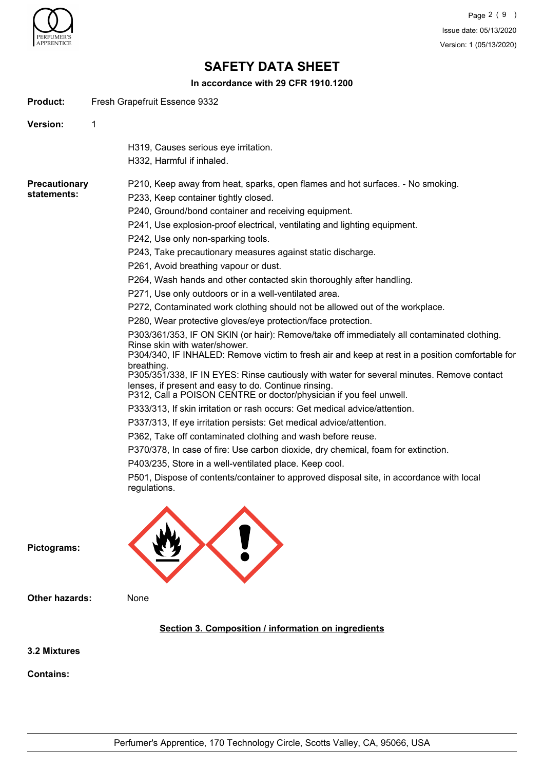# SAFETY DATA SHEET

**In accordance with 29 CFR 1910.1200**

**Product:** Fresh Grapefruit Essence 9332

**Version:** 1

H319, Causes serious eye irritation.
H332, Harmful if inhaled.

**Precautionary statements:**

P210, Keep away from heat, sparks, open flames and hot surfaces. - No smoking.
P233, Keep container tightly closed.
P240, Ground/bond container and receiving equipment.
P241, Use explosion-proof electrical, ventilating and lighting equipment.
P242, Use only non-sparking tools.
P243, Take precautionary measures against static discharge.
P261, Avoid breathing vapour or dust.
P264, Wash hands and other contacted skin thoroughly after handling.
P271, Use only outdoors or in a well-ventilated area.
P272, Contaminated work clothing should not be allowed out of the workplace.
P280, Wear protective gloves/eye protection/face protection.
P303/361/353, IF ON SKIN (or hair): Remove/take off immediately all contaminated clothing. Rinse skin with water/shower.
P304/340, IF INHALED: Remove victim to fresh air and keep at rest in a position comfortable for breathing.
P305/351/338, IF IN EYES: Rinse cautiously with water for several minutes. Remove contact lenses, if present and easy to do. Continue rinsing.
P312, Call a POISON CENTRE or doctor/physician if you feel unwell.
P333/313, If skin irritation or rash occurs: Get medical advice/attention.
P337/313, If eye irritation persists: Get medical advice/attention.
P362, Take off contaminated clothing and wash before reuse.
P370/378, In case of fire: Use carbon dioxide, dry chemical, foam for extinction.
P403/235, Store in a well-ventilated place. Keep cool.
P501, Dispose of contents/container to approved disposal site, in accordance with local regulations.

**Pictograms:**

**Other hazards:** None

## Section 3. Composition / information on ingredients

**3.2 Mixtures**

**Contains:**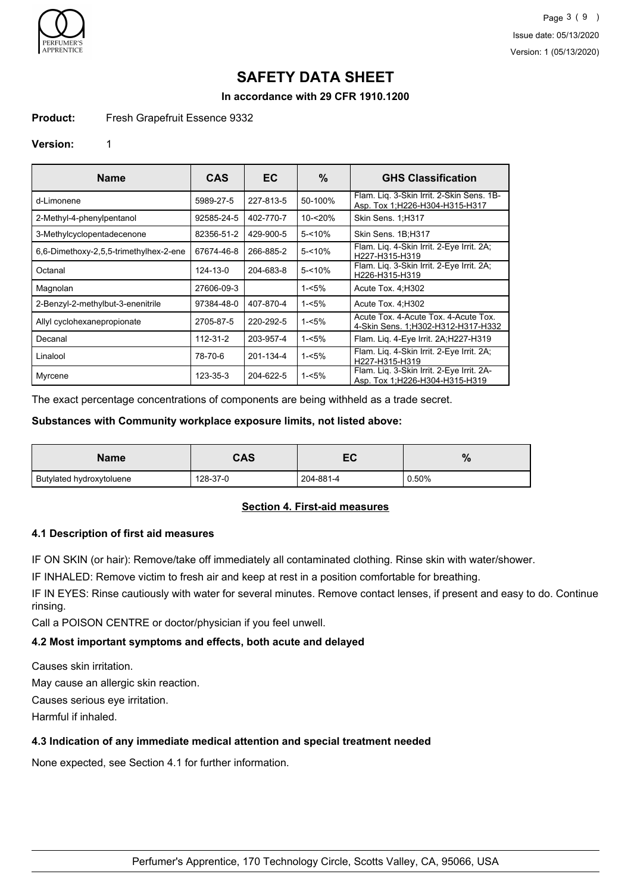# SAFETY DATA SHEET

**In accordance with 29 CFR 1910.1200**

**Product:** Fresh Grapefruit Essence 9332

**Version:** 1

| Name | CAS | EC | % | GHS Classification |
|---|---|---|---|---|
| d-Limonene | 5989-27-5 | 227-813-5 | 50-100% | Flam. Liq. 3-Skin Irrit. 2-Skin Sens. 1B-Asp. Tox 1;H226-H304-H315-H317 |
| 2-Methyl-4-phenylpentanol | 92585-24-5 | 402-770-7 | 10-<20% | Skin Sens. 1;H317 |
| 3-Methylcyclopentadecenone | 82356-51-2 | 429-900-5 | 5-<10% | Skin Sens. 1B;H317 |
| 6,6-Dimethoxy-2,5,5-trimethylhex-2-ene | 67674-46-8 | 266-885-2 | 5-<10% | Flam. Liq. 4-Skin Irrit. 2-Eye Irrit. 2A; H227-H315-H319 |
| Octanal | 124-13-0 | 204-683-8 | 5-<10% | Flam. Liq. 3-Skin Irrit. 2-Eye Irrit. 2A; H226-H315-H319 |
| Magnolan | 27606-09-3 | | 1-<5% | Acute Tox. 4;H302 |
| 2-Benzyl-2-methylbut-3-enenitrile | 97384-48-0 | 407-870-4 | 1-<5% | Acute Tox. 4;H302 |
| Allyl cyclohexanepropionate | 2705-87-5 | 220-292-5 | 1-<5% | Acute Tox. 4-Acute Tox. 4-Acute Tox. 4-Skin Sens. 1;H302-H312-H317-H332 |
| Decanal | 112-31-2 | 203-957-4 | 1-<5% | Flam. Liq. 4-Eye Irrit. 2A;H227-H319 |
| Linalool | 78-70-6 | 201-134-4 | 1-<5% | Flam. Liq. 4-Skin Irrit. 2-Eye Irrit. 2A; H227-H315-H319 |
| Myrcene | 123-35-3 | 204-622-5 | 1-<5% | Flam. Liq. 3-Skin Irrit. 2-Eye Irrit. 2A-Asp. Tox 1;H226-H304-H315-H319 |

The exact percentage concentrations of components are being withheld as a trade secret.

**Substances with Community workplace exposure limits, not listed above:**

| Name | CAS | EC | % |
|---|---|---|---|
| Butylated hydroxytoluene | 128-37-0 | 204-881-4 | 0.50% |

## Section 4. First-aid measures

### 4.1 Description of first aid measures

IF ON SKIN (or hair): Remove/take off immediately all contaminated clothing. Rinse skin with water/shower.

IF INHALED: Remove victim to fresh air and keep at rest in a position comfortable for breathing.

IF IN EYES: Rinse cautiously with water for several minutes. Remove contact lenses, if present and easy to do. Continue rinsing.

Call a POISON CENTRE or doctor/physician if you feel unwell.

### 4.2 Most important symptoms and effects, both acute and delayed

Causes skin irritation.

May cause an allergic skin reaction.

Causes serious eye irritation.

Harmful if inhaled.

### 4.3 Indication of any immediate medical attention and special treatment needed

None expected, see Section 4.1 for further information.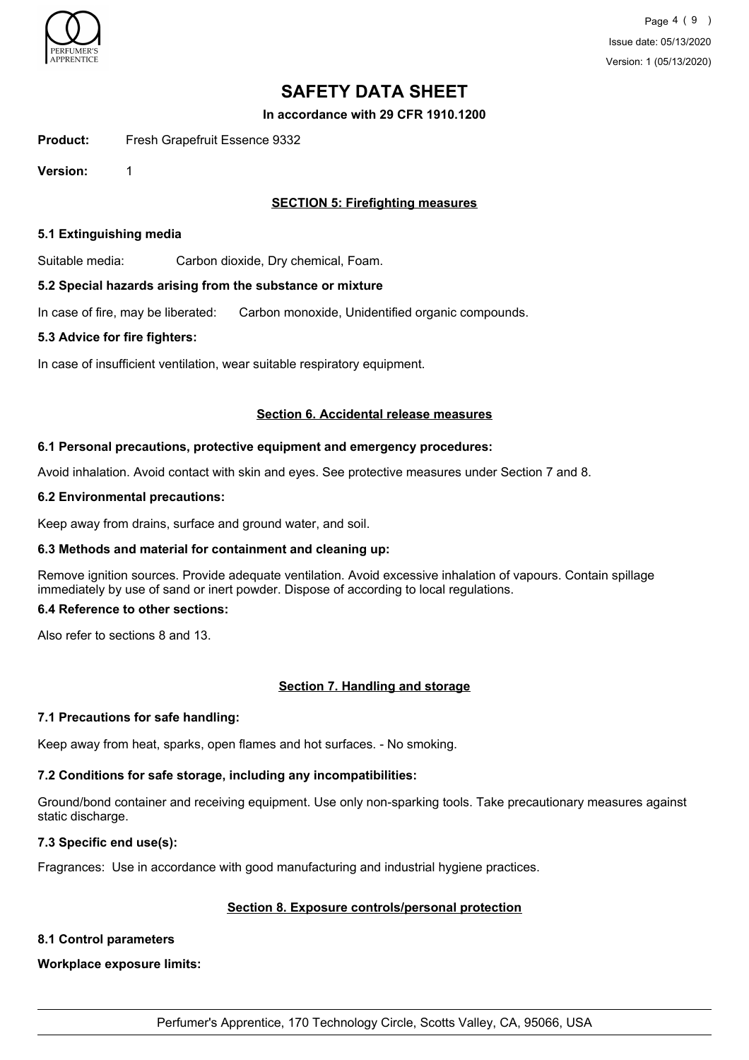# SAFETY DATA SHEET

**In accordance with 29 CFR 1910.1200**

**Product:** Fresh Grapefruit Essence 9332

**Version:** 1

## SECTION 5: Firefighting measures

### 5.1 Extinguishing media

Suitable media: Carbon dioxide, Dry chemical, Foam.

### 5.2 Special hazards arising from the substance or mixture

In case of fire, may be liberated: Carbon monoxide, Unidentified organic compounds.

### 5.3 Advice for fire fighters:

In case of insufficient ventilation, wear suitable respiratory equipment.

## Section 6. Accidental release measures

### 6.1 Personal precautions, protective equipment and emergency procedures:

Avoid inhalation. Avoid contact with skin and eyes. See protective measures under Section 7 and 8.

### 6.2 Environmental precautions:

Keep away from drains, surface and ground water, and soil.

### 6.3 Methods and material for containment and cleaning up:

Remove ignition sources. Provide adequate ventilation. Avoid excessive inhalation of vapours. Contain spillage immediately by use of sand or inert powder. Dispose of according to local regulations.

### 6.4 Reference to other sections:

Also refer to sections 8 and 13.

## Section 7. Handling and storage

### 7.1 Precautions for safe handling:

Keep away from heat, sparks, open flames and hot surfaces. - No smoking.

### 7.2 Conditions for safe storage, including any incompatibilities:

Ground/bond container and receiving equipment. Use only non-sparking tools. Take precautionary measures against static discharge.

### 7.3 Specific end use(s):

Fragrances: Use in accordance with good manufacturing and industrial hygiene practices.

## Section 8. Exposure controls/personal protection

### 8.1 Control parameters

**Workplace exposure limits:**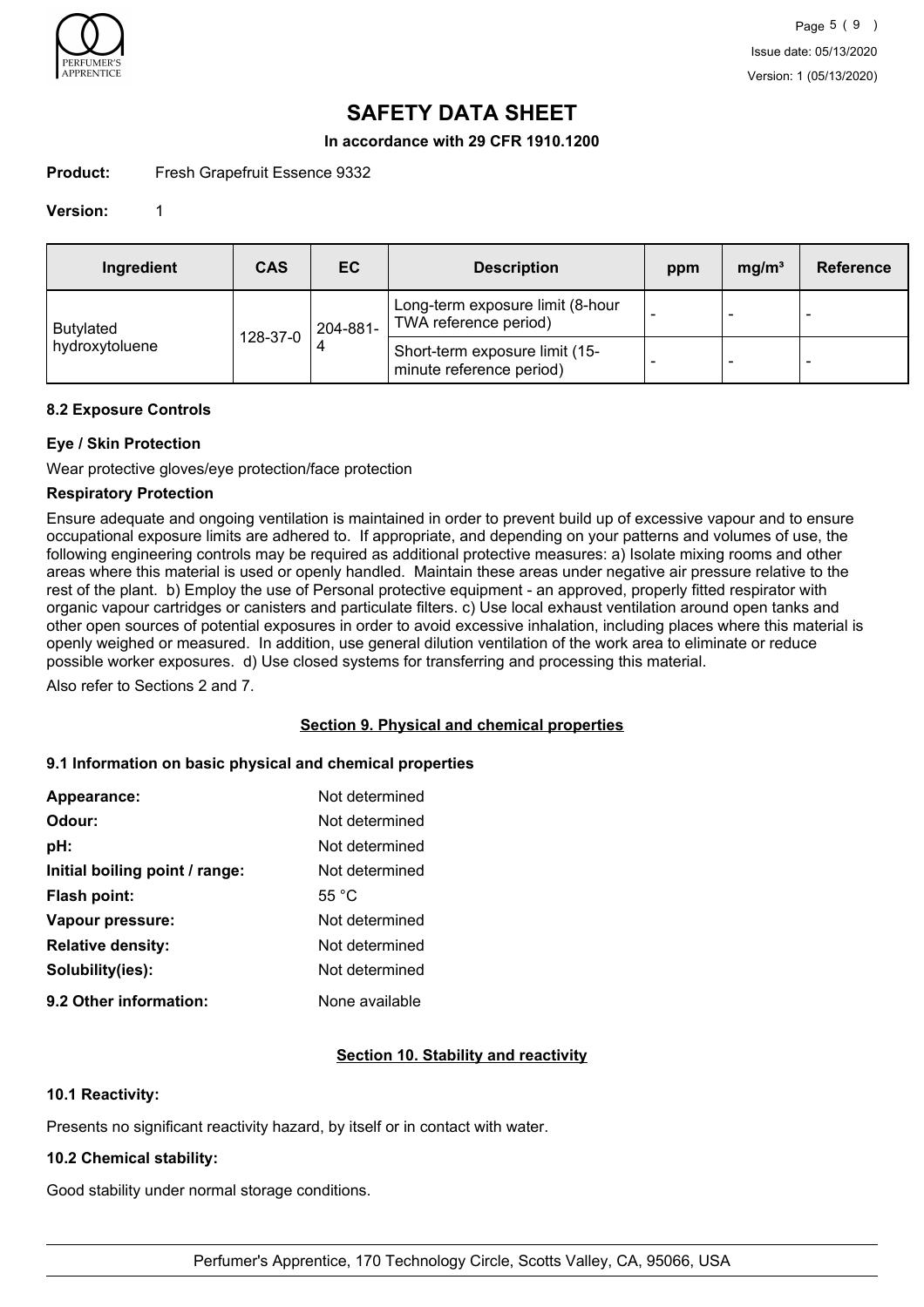# SAFETY DATA SHEET

**In accordance with 29 CFR 1910.1200**

**Product:** Fresh Grapefruit Essence 9332

**Version:** 1

| Ingredient | CAS | EC | Description | ppm | mg/m³ | Reference |
|---|---|---|---|---|---|---|
| Butylated hydroxytoluene | 128-37-0 | 204-881-4 | Long-term exposure limit (8-hour TWA reference period) | - | - | - |
| | | | Short-term exposure limit (15-minute reference period) | - | - | - |

### 8.2 Exposure Controls

#### Eye / Skin Protection

Wear protective gloves/eye protection/face protection

#### Respiratory Protection

Ensure adequate and ongoing ventilation is maintained in order to prevent build up of excessive vapour and to ensure occupational exposure limits are adhered to. If appropriate, and depending on your patterns and volumes of use, the following engineering controls may be required as additional protective measures: a) Isolate mixing rooms and other areas where this material is used or openly handled. Maintain these areas under negative air pressure relative to the rest of the plant. b) Employ the use of Personal protective equipment - an approved, properly fitted respirator with organic vapour cartridges or canisters and particulate filters. c) Use local exhaust ventilation around open tanks and other open sources of potential exposures in order to avoid excessive inhalation, including places where this material is openly weighed or measured. In addition, use general dilution ventilation of the work area to eliminate or reduce possible worker exposures. d) Use closed systems for transferring and processing this material.

Also refer to Sections 2 and 7.

## Section 9. Physical and chemical properties

### 9.1 Information on basic physical and chemical properties

**Appearance:** Not determined

**Odour:** Not determined

**pH:** Not determined

**Initial boiling point / range:** Not determined

**Flash point:** 55 °C

**Vapour pressure:** Not determined

**Relative density:** Not determined

**Solubility(ies):** Not determined

**9.2 Other information:** None available

## Section 10. Stability and reactivity

### 10.1 Reactivity:

Presents no significant reactivity hazard, by itself or in contact with water.

### 10.2 Chemical stability:

Good stability under normal storage conditions.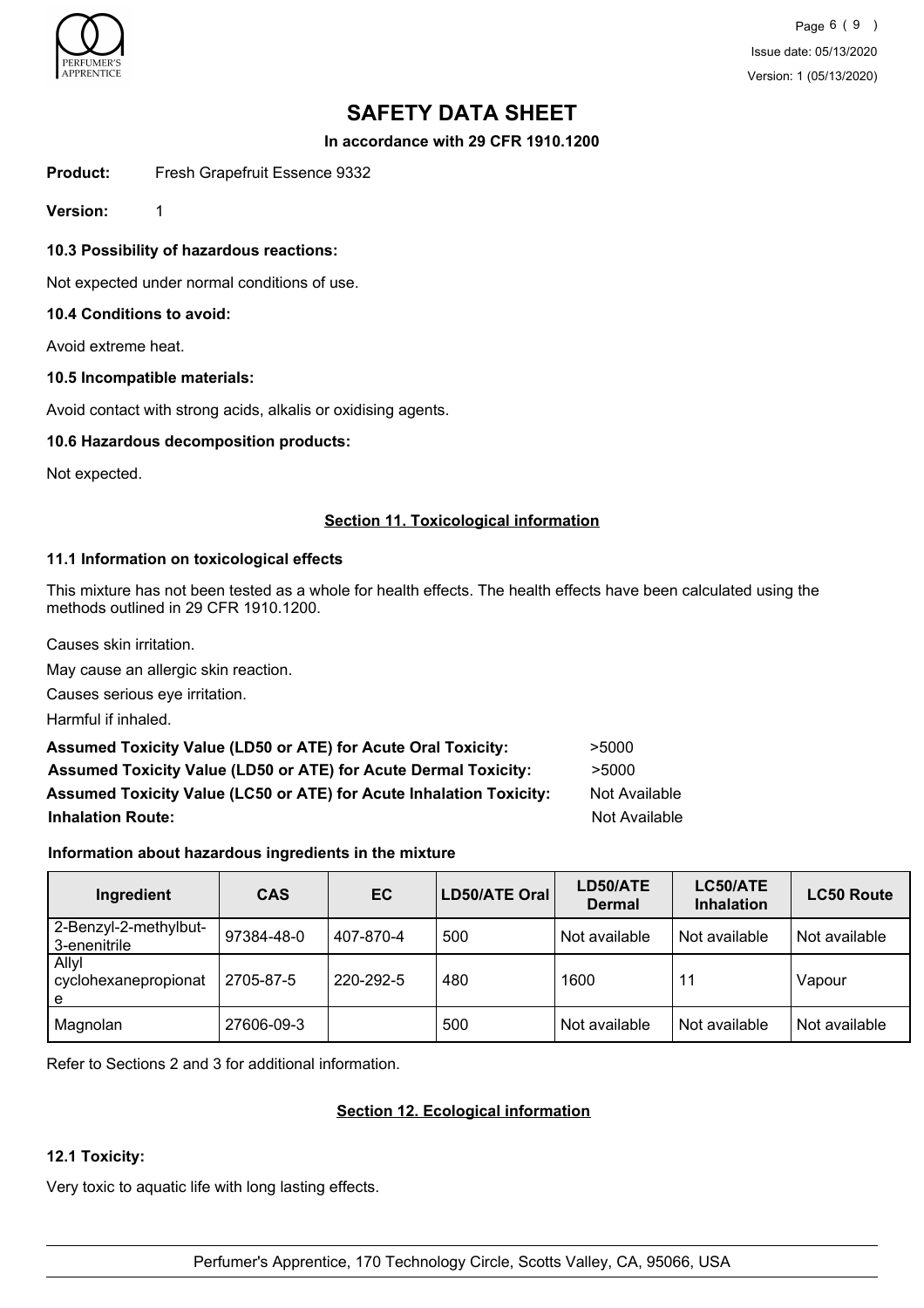# SAFETY DATA SHEET

**In accordance with 29 CFR 1910.1200**

**Product:** Fresh Grapefruit Essence 9332

**Version:** 1

### 10.3 Possibility of hazardous reactions:

Not expected under normal conditions of use.

### 10.4 Conditions to avoid:

Avoid extreme heat.

### 10.5 Incompatible materials:

Avoid contact with strong acids, alkalis or oxidising agents.

### 10.6 Hazardous decomposition products:

Not expected.

## Section 11. Toxicological information

### 11.1 Information on toxicological effects

This mixture has not been tested as a whole for health effects. The health effects have been calculated using the methods outlined in 29 CFR 1910.1200.

Causes skin irritation.

May cause an allergic skin reaction.

Causes serious eye irritation.

Harmful if inhaled.

**Assumed Toxicity Value (LD50 or ATE) for Acute Oral Toxicity:** >5000

**Assumed Toxicity Value (LD50 or ATE) for Acute Dermal Toxicity:** >5000

**Assumed Toxicity Value (LC50 or ATE) for Acute Inhalation Toxicity:** Not Available

**Inhalation Route:** Not Available

**Information about hazardous ingredients in the mixture**

| Ingredient | CAS | EC | LD50/ATE Oral | LD50/ATE Dermal | LC50/ATE Inhalation | LC50 Route |
|---|---|---|---|---|---|---|
| 2-Benzyl-2-methylbut-3-enenitrile | 97384-48-0 | 407-870-4 | 500 | Not available | Not available | Not available |
| Allyl cyclohexanepropionate | 2705-87-5 | 220-292-5 | 480 | 1600 | 11 | Vapour |
| Magnolan | 27606-09-3 | | 500 | Not available | Not available | Not available |

Refer to Sections 2 and 3 for additional information.

## Section 12. Ecological information

### 12.1 Toxicity:

Very toxic to aquatic life with long lasting effects.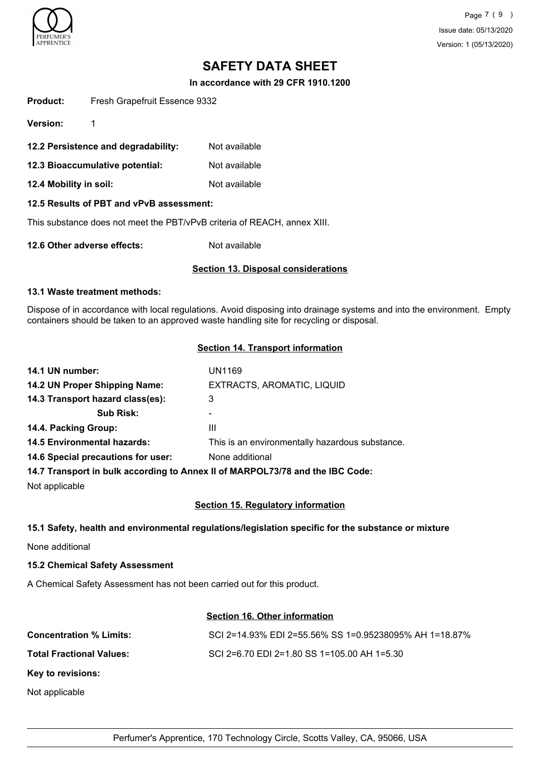# SAFETY DATA SHEET

**In accordance with 29 CFR 1910.1200**

**Product:** Fresh Grapefruit Essence 9332

**Version:** 1

**12.2 Persistence and degradability:** Not available

**12.3 Bioaccumulative potential:** Not available

**12.4 Mobility in soil:** Not available

**12.5 Results of PBT and vPvB assessment:**

This substance does not meet the PBT/vPvB criteria of REACH, annex XIII.

**12.6 Other adverse effects:** Not available

## Section 13. Disposal considerations

**13.1 Waste treatment methods:**

Dispose of in accordance with local regulations. Avoid disposing into drainage systems and into the environment. Empty containers should be taken to an approved waste handling site for recycling or disposal.

## Section 14. Transport information

**14.1 UN number:** UN1169

**14.2 UN Proper Shipping Name:** EXTRACTS, AROMATIC, LIQUID

**14.3 Transport hazard class(es):** 3

**Sub Risk:** -

**14.4. Packing Group:** III

**14.5 Environmental hazards:** This is an environmentally hazardous substance.

**14.6 Special precautions for user:** None additional

**14.7 Transport in bulk according to Annex II of MARPOL73/78 and the IBC Code:**

Not applicable

## Section 15. Regulatory information

**15.1 Safety, health and environmental regulations/legislation specific for the substance or mixture**

None additional

**15.2 Chemical Safety Assessment**

A Chemical Safety Assessment has not been carried out for this product.

## Section 16. Other information

**Concentration % Limits:** SCI 2=14.93% EDI 2=55.56% SS 1=0.95238095% AH 1=18.87%

**Total Fractional Values:** SCI 2=6.70 EDI 2=1.80 SS 1=105.00 AH 1=5.30

**Key to revisions:**

Not applicable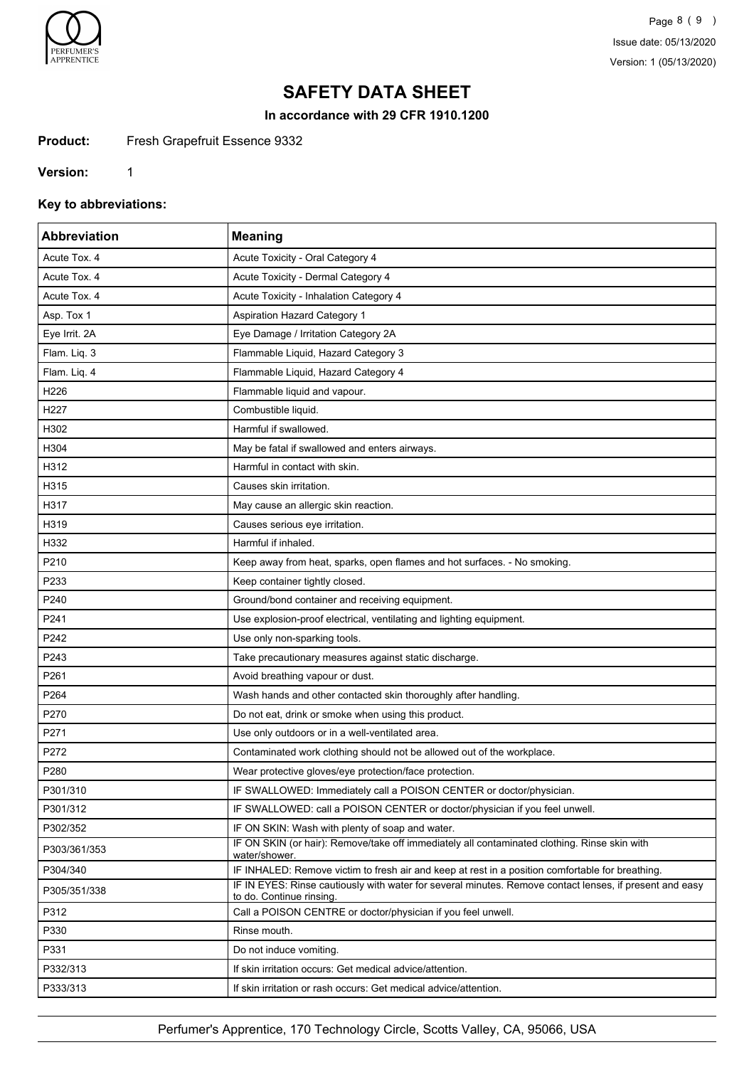# SAFETY DATA SHEET

**In accordance with 29 CFR 1910.1200**

**Product:** Fresh Grapefruit Essence 9332

**Version:** 1

### Key to abbreviations:

| Abbreviation | Meaning |
|---|---|
| Acute Tox. 4 | Acute Toxicity - Oral Category 4 |
| Acute Tox. 4 | Acute Toxicity - Dermal Category 4 |
| Acute Tox. 4 | Acute Toxicity - Inhalation Category 4 |
| Asp. Tox 1 | Aspiration Hazard Category 1 |
| Eye Irrit. 2A | Eye Damage / Irritation Category 2A |
| Flam. Liq. 3 | Flammable Liquid, Hazard Category 3 |
| Flam. Liq. 4 | Flammable Liquid, Hazard Category 4 |
| H226 | Flammable liquid and vapour. |
| H227 | Combustible liquid. |
| H302 | Harmful if swallowed. |
| H304 | May be fatal if swallowed and enters airways. |
| H312 | Harmful in contact with skin. |
| H315 | Causes skin irritation. |
| H317 | May cause an allergic skin reaction. |
| H319 | Causes serious eye irritation. |
| H332 | Harmful if inhaled. |
| P210 | Keep away from heat, sparks, open flames and hot surfaces. - No smoking. |
| P233 | Keep container tightly closed. |
| P240 | Ground/bond container and receiving equipment. |
| P241 | Use explosion-proof electrical, ventilating and lighting equipment. |
| P242 | Use only non-sparking tools. |
| P243 | Take precautionary measures against static discharge. |
| P261 | Avoid breathing vapour or dust. |
| P264 | Wash hands and other contacted skin thoroughly after handling. |
| P270 | Do not eat, drink or smoke when using this product. |
| P271 | Use only outdoors or in a well-ventilated area. |
| P272 | Contaminated work clothing should not be allowed out of the workplace. |
| P280 | Wear protective gloves/eye protection/face protection. |
| P301/310 | IF SWALLOWED: Immediately call a POISON CENTER or doctor/physician. |
| P301/312 | IF SWALLOWED: call a POISON CENTER or doctor/physician if you feel unwell. |
| P302/352 | IF ON SKIN: Wash with plenty of soap and water. |
| P303/361/353 | IF ON SKIN (or hair): Remove/take off immediately all contaminated clothing. Rinse skin with water/shower. |
| P304/340 | IF INHALED: Remove victim to fresh air and keep at rest in a position comfortable for breathing. |
| P305/351/338 | IF IN EYES: Rinse cautiously with water for several minutes. Remove contact lenses, if present and easy to do. Continue rinsing. |
| P312 | Call a POISON CENTRE or doctor/physician if you feel unwell. |
| P330 | Rinse mouth. |
| P331 | Do not induce vomiting. |
| P332/313 | If skin irritation occurs: Get medical advice/attention. |
| P333/313 | If skin irritation or rash occurs: Get medical advice/attention. |

Perfumer's Apprentice, 170 Technology Circle, Scotts Valley, CA, 95066, USA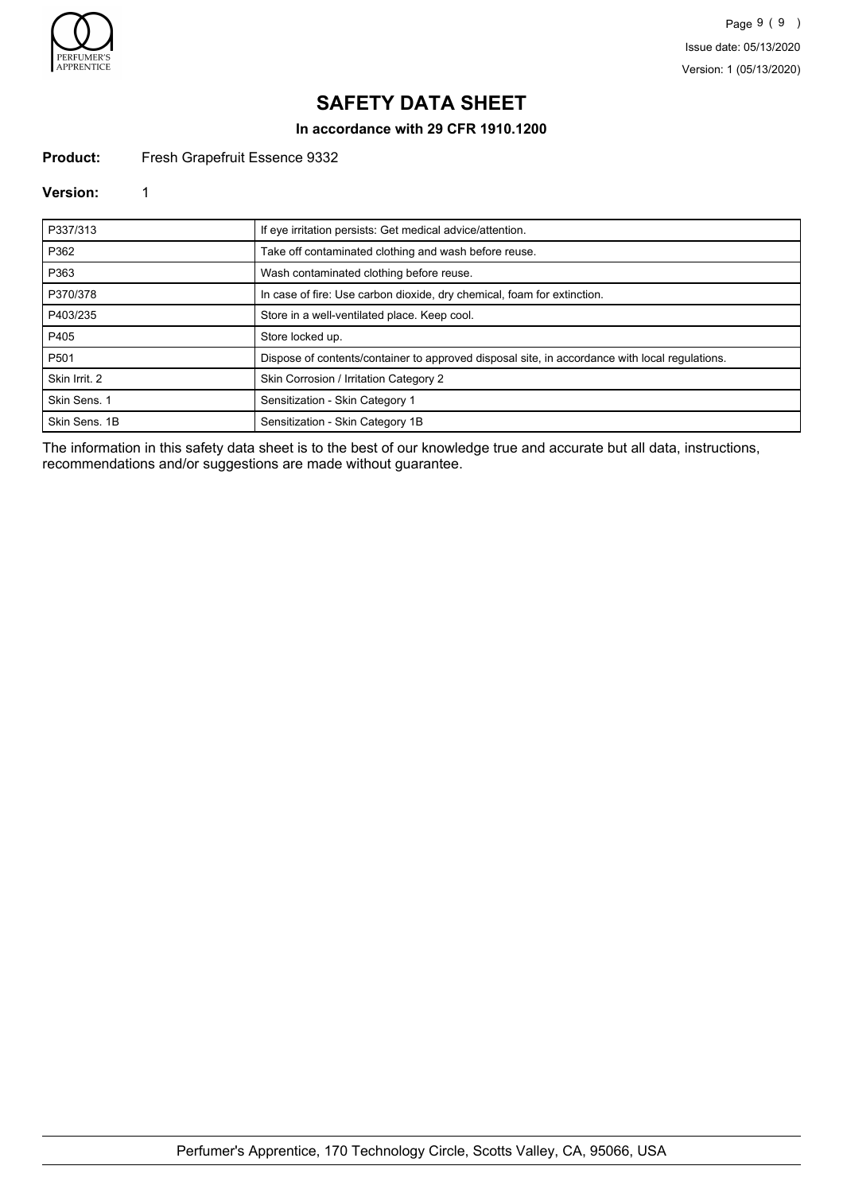# SAFETY DATA SHEET

**In accordance with 29 CFR 1910.1200**

**Product:** Fresh Grapefruit Essence 9332

**Version:** 1

| | |
|---|---|
| P337/313 | If eye irritation persists: Get medical advice/attention. |
| P362 | Take off contaminated clothing and wash before reuse. |
| P363 | Wash contaminated clothing before reuse. |
| P370/378 | In case of fire: Use carbon dioxide, dry chemical, foam for extinction. |
| P403/235 | Store in a well-ventilated place. Keep cool. |
| P405 | Store locked up. |
| P501 | Dispose of contents/container to approved disposal site, in accordance with local regulations. |
| Skin Irrit. 2 | Skin Corrosion / Irritation Category 2 |
| Skin Sens. 1 | Sensitization - Skin Category 1 |
| Skin Sens. 1B | Sensitization - Skin Category 1B |

The information in this safety data sheet is to the best of our knowledge true and accurate but all data, instructions, recommendations and/or suggestions are made without guarantee.